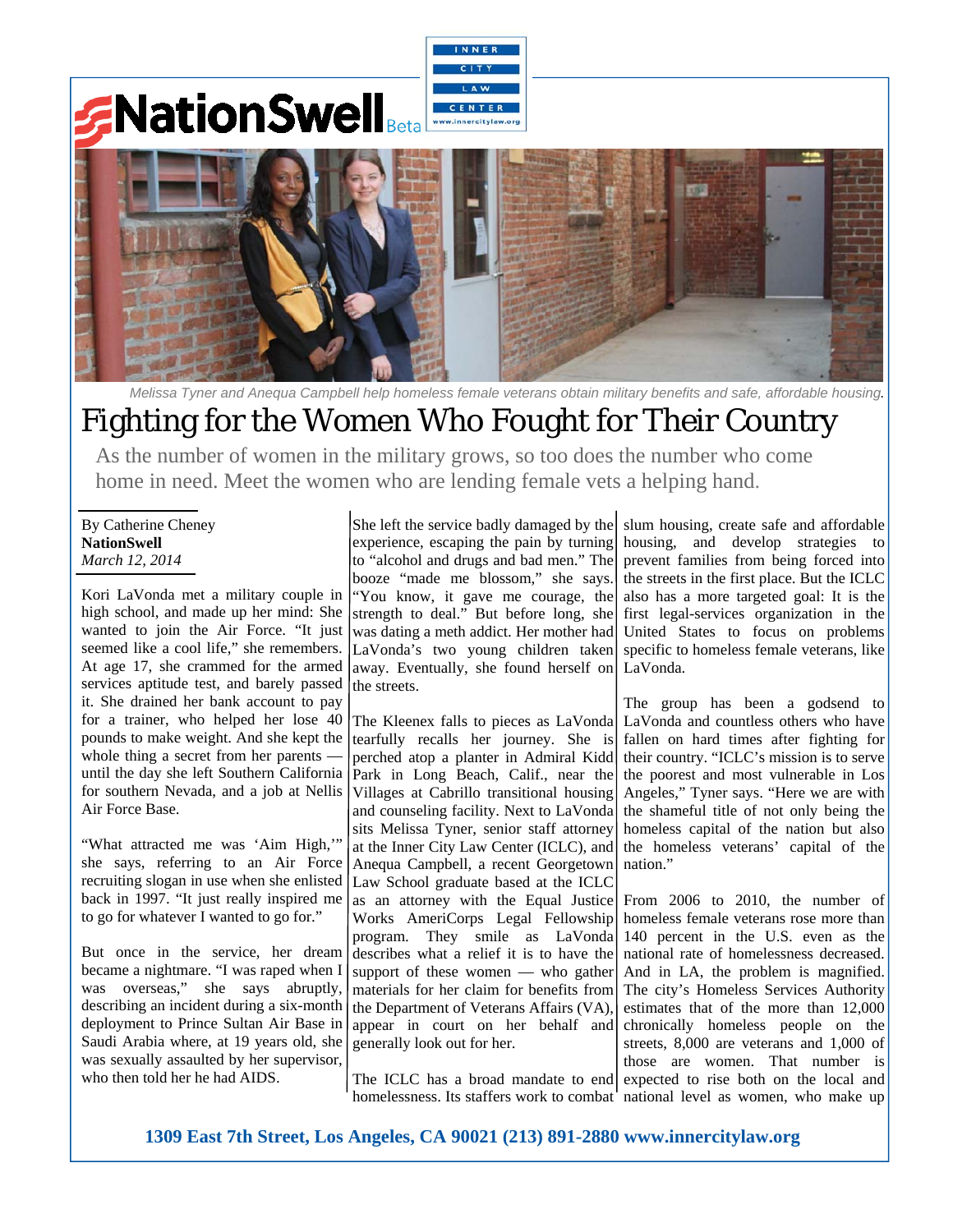NationSwell Beta

INNER CITY LAW CENTER www.innercitylaw.org

*Melissa Tyner and Anequa Campbell help homeless female veterans obtain military benefits and safe, affordable housing.*

# Fighting for the Women Who Fought for Their Country

As the number of women in the military grows, so too does the number who come home in need. Meet the women who are lending female vets a helping hand.

By Catherine Cheney
**NationSwell**
*March 12, 2014*

Kori LaVonda met a military couple in high school, and made up her mind: She wanted to join the Air Force. "It just seemed like a cool life," she remembers. At age 17, she crammed for the armed services aptitude test, and barely passed it. She drained her bank account to pay for a trainer, who helped her lose 40 pounds to make weight. And she kept the whole thing a secret from her parents — until the day she left Southern California for southern Nevada, and a job at Nellis Air Force Base.

"What attracted me was 'Aim High,'" she says, referring to an Air Force recruiting slogan in use when she enlisted back in 1997. "It just really inspired me to go for whatever I wanted to go for."

But once in the service, her dream became a nightmare. "I was raped when I was overseas," she says abruptly, describing an incident during a six-month deployment to Prince Sultan Air Base in Saudi Arabia where, at 19 years old, she was sexually assaulted by her supervisor, who then told her he had AIDS.

She left the service badly damaged by the experience, escaping the pain by turning to "alcohol and drugs and bad men." The booze "made me blossom," she says. "You know, it gave me courage, the strength to deal." But before long, she was dating a meth addict. Her mother had LaVonda's two young children taken away. Eventually, she found herself on the streets.

The Kleenex falls to pieces as LaVonda tearfully recalls her journey. She is perched atop a planter in Admiral Kidd Park in Long Beach, Calif., near the Villages at Cabrillo transitional housing and counseling facility. Next to LaVonda sits Melissa Tyner, senior staff attorney at the Inner City Law Center (ICLC), and Anequa Campbell, a recent Georgetown Law School graduate based at the ICLC as an attorney with the Equal Justice Works AmeriCorps Legal Fellowship program. They smile as LaVonda describes what a relief it is to have the support of these women — who gather materials for her claim for benefits from the Department of Veterans Affairs (VA), appear in court on her behalf and generally look out for her.

The ICLC has a broad mandate to end homelessness. Its staffers work to combat slum housing, create safe and affordable housing, and develop strategies to prevent families from being forced into the streets in the first place. But the ICLC also has a more targeted goal: It is the first legal-services organization in the United States to focus on problems specific to homeless female veterans, like LaVonda.

The group has been a godsend to LaVonda and countless others who have fallen on hard times after fighting for their country. "ICLC's mission is to serve the poorest and most vulnerable in Los Angeles," Tyner says. "Here we are with the shameful title of not only being the homeless capital of the nation but also the homeless veterans' capital of the nation."

From 2006 to 2010, the number of homeless female veterans rose more than 140 percent in the U.S. even as the national rate of homelessness decreased. And in LA, the problem is magnified. The city's Homeless Services Authority estimates that of the more than 12,000 chronically homeless people on the streets, 8,000 are veterans and 1,000 of those are women. That number is expected to rise both on the local and national level as women, who make up

**1309 East 7th Street, Los Angeles, CA 90021 (213) 891-2880 www.innercitylaw.org**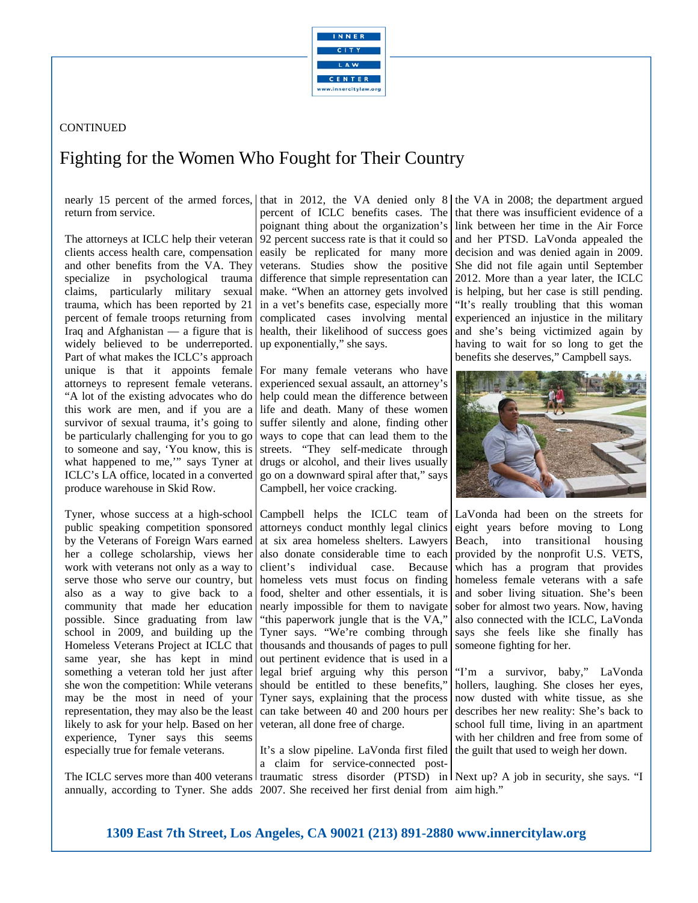CONTINUED

# Fighting for the Women Who Fought for Their Country

nearly 15 percent of the armed forces, return from service.

The attorneys at ICLC help their veteran clients access health care, compensation and other benefits from the VA. They specialize in psychological trauma claims, particularly military sexual trauma, which has been reported by 21 percent of female troops returning from Iraq and Afghanistan — a figure that is widely believed to be underreported. Part of what makes the ICLC's approach unique is that it appoints female attorneys to represent female veterans. "A lot of the existing advocates who do this work are men, and if you are a survivor of sexual trauma, it's going to be particularly challenging for you to go to someone and say, 'You know, this is what happened to me,'" says Tyner at ICLC's LA office, located in a converted produce warehouse in Skid Row.

Tyner, whose success at a high-school public speaking competition sponsored by the Veterans of Foreign Wars earned her a college scholarship, views her work with veterans not only as a way to serve those who serve our country, but also as a way to give back to a community that made her education possible. Since graduating from law school in 2009, and building up the Homeless Veterans Project at ICLC that same year, she has kept in mind something a veteran told her just after she won the competition: While veterans may be the most in need of your representation, they may also be the least likely to ask for your help. Based on her experience, Tyner says this seems especially true for female veterans.

The ICLC serves more than 400 veterans annually, according to Tyner. She adds that in 2012, the VA denied only 8 percent of ICLC benefits cases. The poignant thing about the organization's 92 percent success rate is that it could so easily be replicated for many more veterans. Studies show the positive difference that simple representation can make. "When an attorney gets involved in a vet's benefits case, especially more complicated cases involving mental health, their likelihood of success goes up exponentially," she says.

For many female veterans who have experienced sexual assault, an attorney's help could mean the difference between life and death. Many of these women suffer silently and alone, finding other ways to cope that can lead them to the streets. "They self-medicate through drugs or alcohol, and their lives usually go on a downward spiral after that," says Campbell, her voice cracking.

Campbell helps the ICLC team of attorneys conduct monthly legal clinics at six area homeless shelters. Lawyers also donate considerable time to each client's individual case. Because homeless vets must focus on finding food, shelter and other essentials, it is nearly impossible for them to navigate "this paperwork jungle that is the VA," Tyner says. "We're combing through thousands and thousands of pages to pull out pertinent evidence that is used in a legal brief arguing why this person should be entitled to these benefits," Tyner says, explaining that the process can take between 40 and 200 hours per veteran, all done free of charge.

It's a slow pipeline. LaVonda first filed a claim for service-connected post-traumatic stress disorder (PTSD) in 2007. She received her first denial from the VA in 2008; the department argued that there was insufficient evidence of a link between her time in the Air Force and her PTSD. LaVonda appealed the decision and was denied again in 2009. She did not file again until September 2012. More than a year later, the ICLC is helping, but her case is still pending. "It's really troubling that this woman experienced an injustice in the military and she's being victimized again by having to wait for so long to get the benefits she deserves," Campbell says.

LaVonda had been on the streets for eight years before moving to Long Beach, into transitional housing provided by the nonprofit U.S. VETS, which has a program that provides homeless female veterans with a safe and sober living situation. She's been sober for almost two years. Now, having also connected with the ICLC, LaVonda says she feels like she finally has someone fighting for her.

"I'm a survivor, baby," LaVonda hollers, laughing. She closes her eyes, now dusted with white tissue, as she describes her new reality: She's back to school full time, living in an apartment with her children and free from some of the guilt that used to weigh her down.

Next up? A job in security, she says. "I aim high."

**1309 East 7th Street, Los Angeles, CA 90021 (213) 891-2880 www.innercitylaw.org**